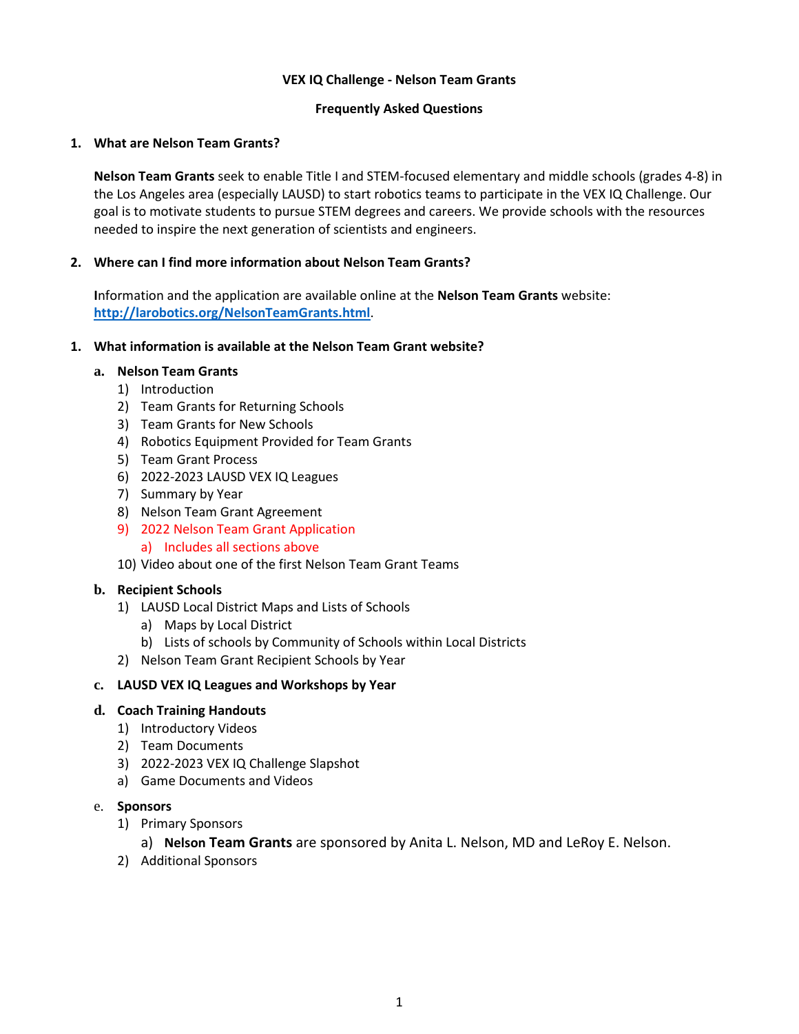**VEX IQ Challenge - Nelson Team Grants**

**Frequently Asked Questions**

1. **What are Nelson Team Grants?**

   **Nelson Team Grants** seek to enable Title I and STEM-focused elementary and middle schools (grades 4-8) in the Los Angeles area (especially LAUSD) to start robotics teams to participate in the VEX IQ Challenge. Our goal is to motivate students to pursue STEM degrees and careers. We provide schools with the resources needed to inspire the next generation of scientists and engineers.

2. **Where can I find more information about Nelson Team Grants?**

   Information and the application are available online at the **Nelson Team Grants** website: [http://larobotics.org/NelsonTeamGrants.html](http://larobotics.org/NelsonTeamGrants.html).

1. **What information is available at the Nelson Team Grant website?**

   a. **Nelson Team Grants**
      1) Introduction
      2) Team Grants for Returning Schools
      3) Team Grants for New Schools
      4) Robotics Equipment Provided for Team Grants
      5) Team Grant Process
      6) 2022-2023 LAUSD VEX IQ Leagues
      7) Summary by Year
      8) Nelson Team Grant Agreement
      9) 2022 Nelson Team Grant Application
         a) Includes all sections above
      10) Video about one of the first Nelson Team Grant Teams

   b. **Recipient Schools**
      1) LAUSD Local District Maps and Lists of Schools
         a) Maps by Local District
         b) Lists of schools by Community of Schools within Local Districts
      2) Nelson Team Grant Recipient Schools by Year

   c. **LAUSD VEX IQ Leagues and Workshops by Year**

   d. **Coach Training Handouts**
      1) Introductory Videos
      2) Team Documents
      3) 2022-2023 VEX IQ Challenge Slapshot
      a) Game Documents and Videos

   e. **Sponsors**
      1) Primary Sponsors
         a) **Nelson Team Grants** are sponsored by Anita L. Nelson, MD and LeRoy E. Nelson.
      2) Additional Sponsors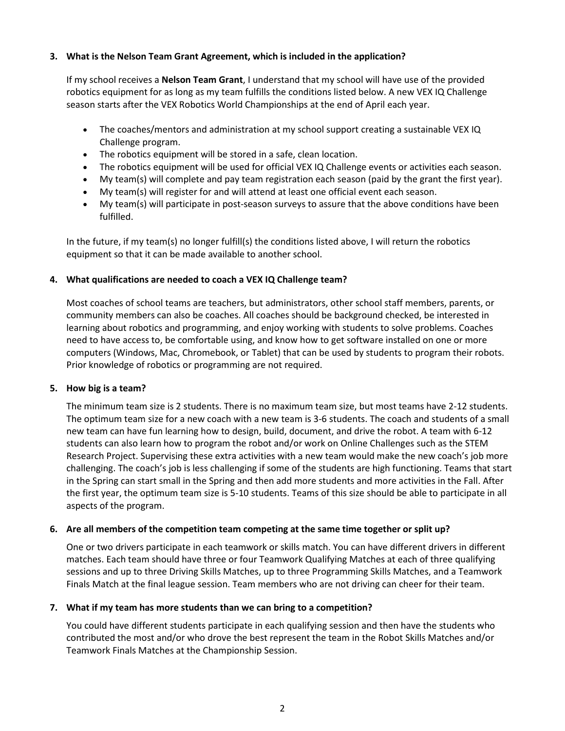**3. What is the Nelson Team Grant Agreement, which is included in the application?**

If my school receives a **Nelson Team Grant**, I understand that my school will have use of the provided robotics equipment for as long as my team fulfills the conditions listed below. A new VEX IQ Challenge season starts after the VEX Robotics World Championships at the end of April each year.

- The coaches/mentors and administration at my school support creating a sustainable VEX IQ Challenge program.
- The robotics equipment will be stored in a safe, clean location.
- The robotics equipment will be used for official VEX IQ Challenge events or activities each season.
- My team(s) will complete and pay team registration each season (paid by the grant the first year).
- My team(s) will register for and will attend at least one official event each season.
- My team(s) will participate in post-season surveys to assure that the above conditions have been fulfilled.

In the future, if my team(s) no longer fulfill(s) the conditions listed above, I will return the robotics equipment so that it can be made available to another school.

**4. What qualifications are needed to coach a VEX IQ Challenge team?**

Most coaches of school teams are teachers, but administrators, other school staff members, parents, or community members can also be coaches. All coaches should be background checked, be interested in learning about robotics and programming, and enjoy working with students to solve problems. Coaches need to have access to, be comfortable using, and know how to get software installed on one or more computers (Windows, Mac, Chromebook, or Tablet) that can be used by students to program their robots. Prior knowledge of robotics or programming are not required.

**5. How big is a team?**

The minimum team size is 2 students. There is no maximum team size, but most teams have 2-12 students. The optimum team size for a new coach with a new team is 3-6 students. The coach and students of a small new team can have fun learning how to design, build, document, and drive the robot. A team with 6-12 students can also learn how to program the robot and/or work on Online Challenges such as the STEM Research Project. Supervising these extra activities with a new team would make the new coach's job more challenging. The coach's job is less challenging if some of the students are high functioning. Teams that start in the Spring can start small in the Spring and then add more students and more activities in the Fall. After the first year, the optimum team size is 5-10 students. Teams of this size should be able to participate in all aspects of the program.

**6. Are all members of the competition team competing at the same time together or split up?**

One or two drivers participate in each teamwork or skills match. You can have different drivers in different matches. Each team should have three or four Teamwork Qualifying Matches at each of three qualifying sessions and up to three Driving Skills Matches, up to three Programming Skills Matches, and a Teamwork Finals Match at the final league session. Team members who are not driving can cheer for their team.

**7. What if my team has more students than we can bring to a competition?**

You could have different students participate in each qualifying session and then have the students who contributed the most and/or who drove the best represent the team in the Robot Skills Matches and/or Teamwork Finals Matches at the Championship Session.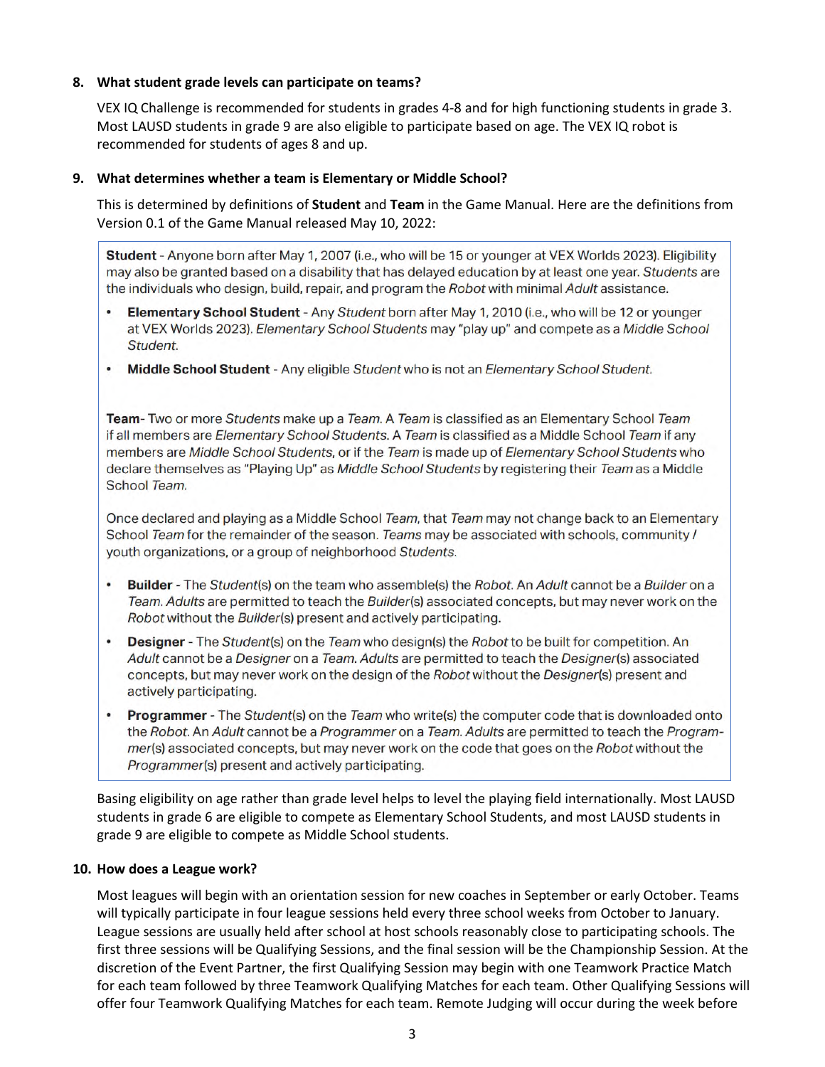8. **What student grade levels can participate on teams?**

   VEX IQ Challenge is recommended for students in grades 4-8 and for high functioning students in grade 3. Most LAUSD students in grade 9 are also eligible to participate based on age. The VEX IQ robot is recommended for students of ages 8 and up.

9. **What determines whether a team is Elementary or Middle School?**

   This is determined by definitions of **Student** and **Team** in the Game Manual. Here are the definitions from Version 0.1 of the Game Manual released May 10, 2022:

   > **Student** - Anyone born after May 1, 2007 (i.e., who will be 15 or younger at VEX Worlds 2023). Eligibility may also be granted based on a disability that has delayed education by at least one year. *Students* are the individuals who design, build, repair, and program the *Robot* with minimal *Adult* assistance.
   >
   > - **Elementary School Student** - Any *Student* born after May 1, 2010 (i.e., who will be 12 or younger at VEX Worlds 2023). *Elementary School Students* may "play up" and compete as a *Middle School Student*.
   > - **Middle School Student** - Any eligible *Student* who is not an *Elementary School Student*.
   >
   > **Team**- Two or more *Students* make up a *Team*. A *Team* is classified as an Elementary School *Team* if all members are *Elementary School Students*. A *Team* is classified as a Middle School *Team* if any members are *Middle School Students*, or if the *Team* is made up of *Elementary School Students* who declare themselves as "Playing Up" as *Middle School Students* by registering their *Team* as a Middle School *Team*.
   >
   > Once declared and playing as a Middle School *Team*, that *Team* may not change back to an Elementary School *Team* for the remainder of the season. *Teams* may be associated with schools, community / youth organizations, or a group of neighborhood *Students*.
   >
   > - **Builder** - The *Student*(s) on the team who assemble(s) the *Robot*. An *Adult* cannot be a *Builder* on a *Team*. *Adults* are permitted to teach the *Builder*(s) associated concepts, but may never work on the *Robot* without the *Builder*(s) present and actively participating.
   > - **Designer** - The *Student*(s) on the *Team* who design(s) the *Robot* to be built for competition. An *Adult* cannot be a *Designer* on a *Team*. *Adults* are permitted to teach the *Designer*(s) associated concepts, but may never work on the design of the *Robot* without the *Designer*(s) present and actively participating.
   > - **Programmer** - The *Student*(s) on the *Team* who write(s) the computer code that is downloaded onto the *Robot*. An *Adult* cannot be a *Programmer* on a *Team*. *Adults* are permitted to teach the *Programmer*(s) associated concepts, but may never work on the code that goes on the *Robot* without the *Programmer*(s) present and actively participating.

   Basing eligibility on age rather than grade level helps to level the playing field internationally. Most LAUSD students in grade 6 are eligible to compete as Elementary School Students, and most LAUSD students in grade 9 are eligible to compete as Middle School students.

10. **How does a League work?**

    Most leagues will begin with an orientation session for new coaches in September or early October. Teams will typically participate in four league sessions held every three school weeks from October to January. League sessions are usually held after school at host schools reasonably close to participating schools. The first three sessions will be Qualifying Sessions, and the final session will be the Championship Session. At the discretion of the Event Partner, the first Qualifying Session may begin with one Teamwork Practice Match for each team followed by three Teamwork Qualifying Matches for each team. Other Qualifying Sessions will offer four Teamwork Qualifying Matches for each team. Remote Judging will occur during the week before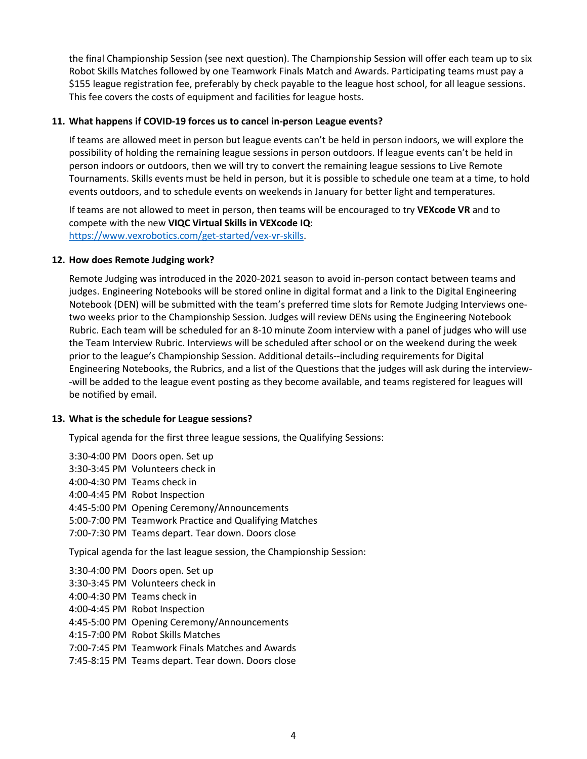the final Championship Session (see next question). The Championship Session will offer each team up to six Robot Skills Matches followed by one Teamwork Finals Match and Awards. Participating teams must pay a $155 league registration fee, preferably by check payable to the league host school, for all league sessions. This fee covers the costs of equipment and facilities for league hosts.

**11. What happens if COVID-19 forces us to cancel in-person League events?**

If teams are allowed meet in person but league events can't be held in person indoors, we will explore the possibility of holding the remaining league sessions in person outdoors. If league events can't be held in person indoors or outdoors, then we will try to convert the remaining league sessions to Live Remote Tournaments. Skills events must be held in person, but it is possible to schedule one team at a time, to hold events outdoors, and to schedule events on weekends in January for better light and temperatures.

If teams are not allowed to meet in person, then teams will be encouraged to try **VEXcode VR** and to compete with the new **VIQC Virtual Skills in VEXcode IQ**: https://www.vexrobotics.com/get-started/vex-vr-skills.

**12. How does Remote Judging work?**

Remote Judging was introduced in the 2020-2021 season to avoid in-person contact between teams and judges. Engineering Notebooks will be stored online in digital format and a link to the Digital Engineering Notebook (DEN) will be submitted with the team's preferred time slots for Remote Judging Interviews one-two weeks prior to the Championship Session. Judges will review DENs using the Engineering Notebook Rubric. Each team will be scheduled for an 8-10 minute Zoom interview with a panel of judges who will use the Team Interview Rubric. Interviews will be scheduled after school or on the weekend during the week prior to the league's Championship Session. Additional details--including requirements for Digital Engineering Notebooks, the Rubrics, and a list of the Questions that the judges will ask during the interview--will be added to the league event posting as they become available, and teams registered for leagues will be notified by email.

**13. What is the schedule for League sessions?**

Typical agenda for the first three league sessions, the Qualifying Sessions:

3:30-4:00 PM Doors open. Set up
3:30-3:45 PM Volunteers check in
4:00-4:30 PM Teams check in
4:00-4:45 PM Robot Inspection
4:45-5:00 PM Opening Ceremony/Announcements
5:00-7:00 PM Teamwork Practice and Qualifying Matches
7:00-7:30 PM Teams depart. Tear down. Doors close

Typical agenda for the last league session, the Championship Session:

3:30-4:00 PM Doors open. Set up
3:30-3:45 PM Volunteers check in
4:00-4:30 PM Teams check in
4:00-4:45 PM Robot Inspection
4:45-5:00 PM Opening Ceremony/Announcements
4:15-7:00 PM Robot Skills Matches
7:00-7:45 PM Teamwork Finals Matches and Awards
7:45-8:15 PM Teams depart. Tear down. Doors close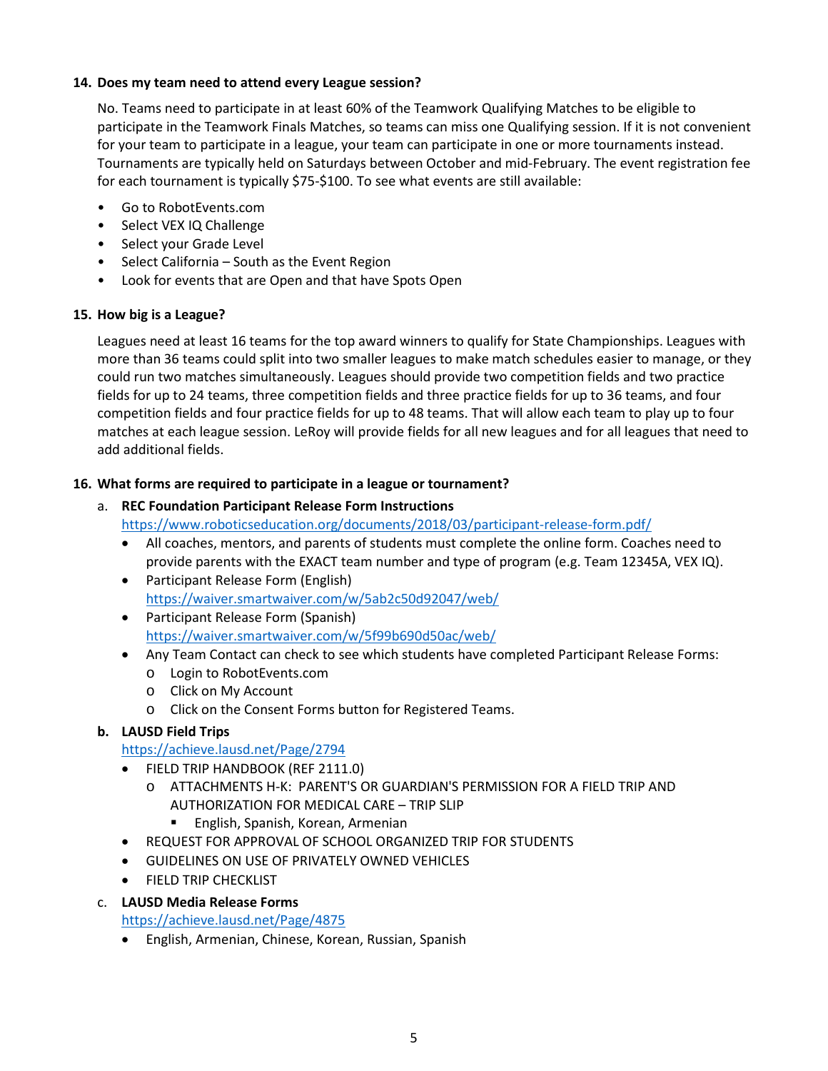**14. Does my team need to attend every League session?**

No. Teams need to participate in at least 60% of the Teamwork Qualifying Matches to be eligible to participate in the Teamwork Finals Matches, so teams can miss one Qualifying session. If it is not convenient for your team to participate in a league, your team can participate in one or more tournaments instead. Tournaments are typically held on Saturdays between October and mid-February. The event registration fee for each tournament is typically $75-$100. To see what events are still available:

- Go to RobotEvents.com
- Select VEX IQ Challenge
- Select your Grade Level
- Select California – South as the Event Region
- Look for events that are Open and that have Spots Open

**15. How big is a League?**

Leagues need at least 16 teams for the top award winners to qualify for State Championships. Leagues with more than 36 teams could split into two smaller leagues to make match schedules easier to manage, or they could run two matches simultaneously. Leagues should provide two competition fields and two practice fields for up to 24 teams, three competition fields and three practice fields for up to 36 teams, and four competition fields and four practice fields for up to 48 teams. That will allow each team to play up to four matches at each league session. LeRoy will provide fields for all new leagues and for all leagues that need to add additional fields.

**16. What forms are required to participate in a league or tournament?**

a. **REC Foundation Participant Release Form Instructions**
   https://www.roboticseducation.org/documents/2018/03/participant-release-form.pdf/
   - All coaches, mentors, and parents of students must complete the online form. Coaches need to provide parents with the EXACT team number and type of program (e.g. Team 12345A, VEX IQ).
   - Participant Release Form (English)
     https://waiver.smartwaiver.com/w/5ab2c50d92047/web/
   - Participant Release Form (Spanish)
     https://waiver.smartwaiver.com/w/5f99b690d50ac/web/
   - Any Team Contact can check to see which students have completed Participant Release Forms:
     - Login to RobotEvents.com
     - Click on My Account
     - Click on the Consent Forms button for Registered Teams.

b. **LAUSD Field Trips**
   https://achieve.lausd.net/Page/2794
   - FIELD TRIP HANDBOOK (REF 2111.0)
     - ATTACHMENTS H-K: PARENT'S OR GUARDIAN'S PERMISSION FOR A FIELD TRIP AND AUTHORIZATION FOR MEDICAL CARE – TRIP SLIP
       - English, Spanish, Korean, Armenian
   - REQUEST FOR APPROVAL OF SCHOOL ORGANIZED TRIP FOR STUDENTS
   - GUIDELINES ON USE OF PRIVATELY OWNED VEHICLES
   - FIELD TRIP CHECKLIST

c. **LAUSD Media Release Forms**
   https://achieve.lausd.net/Page/4875
   - English, Armenian, Chinese, Korean, Russian, Spanish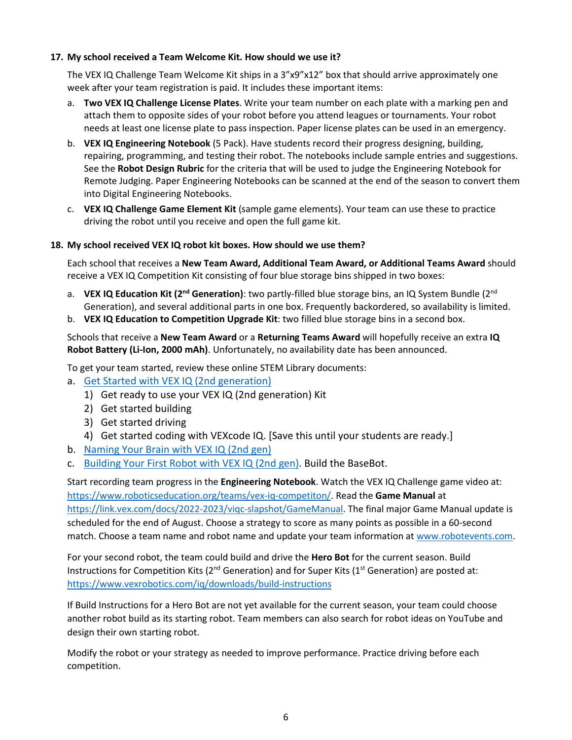**17. My school received a Team Welcome Kit. How should we use it?**

The VEX IQ Challenge Team Welcome Kit ships in a 3"x9"x12" box that should arrive approximately one week after your team registration is paid. It includes these important items:

a. **Two VEX IQ Challenge License Plates**. Write your team number on each plate with a marking pen and attach them to opposite sides of your robot before you attend leagues or tournaments. Your robot needs at least one license plate to pass inspection. Paper license plates can be used in an emergency.
b. **VEX IQ Engineering Notebook** (5 Pack). Have students record their progress designing, building, repairing, programming, and testing their robot. The notebooks include sample entries and suggestions. See the **Robot Design Rubric** for the criteria that will be used to judge the Engineering Notebook for Remote Judging. Paper Engineering Notebooks can be scanned at the end of the season to convert them into Digital Engineering Notebooks.
c. **VEX IQ Challenge Game Element Kit** (sample game elements). Your team can use these to practice driving the robot until you receive and open the full game kit.

**18. My school received VEX IQ robot kit boxes. How should we use them?**

Each school that receives a **New Team Award, Additional Team Award, or Additional Teams Award** should receive a VEX IQ Competition Kit consisting of four blue storage bins shipped in two boxes:

a. **VEX IQ Education Kit (2nd Generation)**: two partly-filled blue storage bins, an IQ System Bundle (2nd Generation), and several additional parts in one box. Frequently backordered, so availability is limited.
b. **VEX IQ Education to Competition Upgrade Kit**: two filled blue storage bins in a second box.

Schools that receive a **New Team Award** or a **Returning Teams Award** will hopefully receive an extra **IQ Robot Battery (Li-Ion, 2000 mAh)**. Unfortunately, no availability date has been announced.

To get your team started, review these online STEM Library documents:

a. [Get Started with VEX IQ (2nd generation)]()
   1) Get ready to use your VEX IQ (2nd generation) Kit
   2) Get started building
   3) Get started driving
   4) Get started coding with VEXcode IQ. [Save this until your students are ready.]
b. [Naming Your Brain with VEX IQ (2nd gen)]()
c. [Building Your First Robot with VEX IQ (2nd gen)](). Build the BaseBot.

Start recording team progress in the **Engineering Notebook**. Watch the VEX IQ Challenge game video at: https://www.roboticseducation.org/teams/vex-iq-competiton/. Read the **Game Manual** at https://link.vex.com/docs/2022-2023/viqc-slapshot/GameManual. The final major Game Manual update is scheduled for the end of August. Choose a strategy to score as many points as possible in a 60-second match. Choose a team name and robot name and update your team information at www.robotevents.com.

For your second robot, the team could build and drive the **Hero Bot** for the current season. Build Instructions for Competition Kits (2nd Generation) and for Super Kits (1st Generation) are posted at: https://www.vexrobotics.com/iq/downloads/build-instructions

If Build Instructions for a Hero Bot are not yet available for the current season, your team could choose another robot build as its starting robot. Team members can also search for robot ideas on YouTube and design their own starting robot.

Modify the robot or your strategy as needed to improve performance. Practice driving before each competition.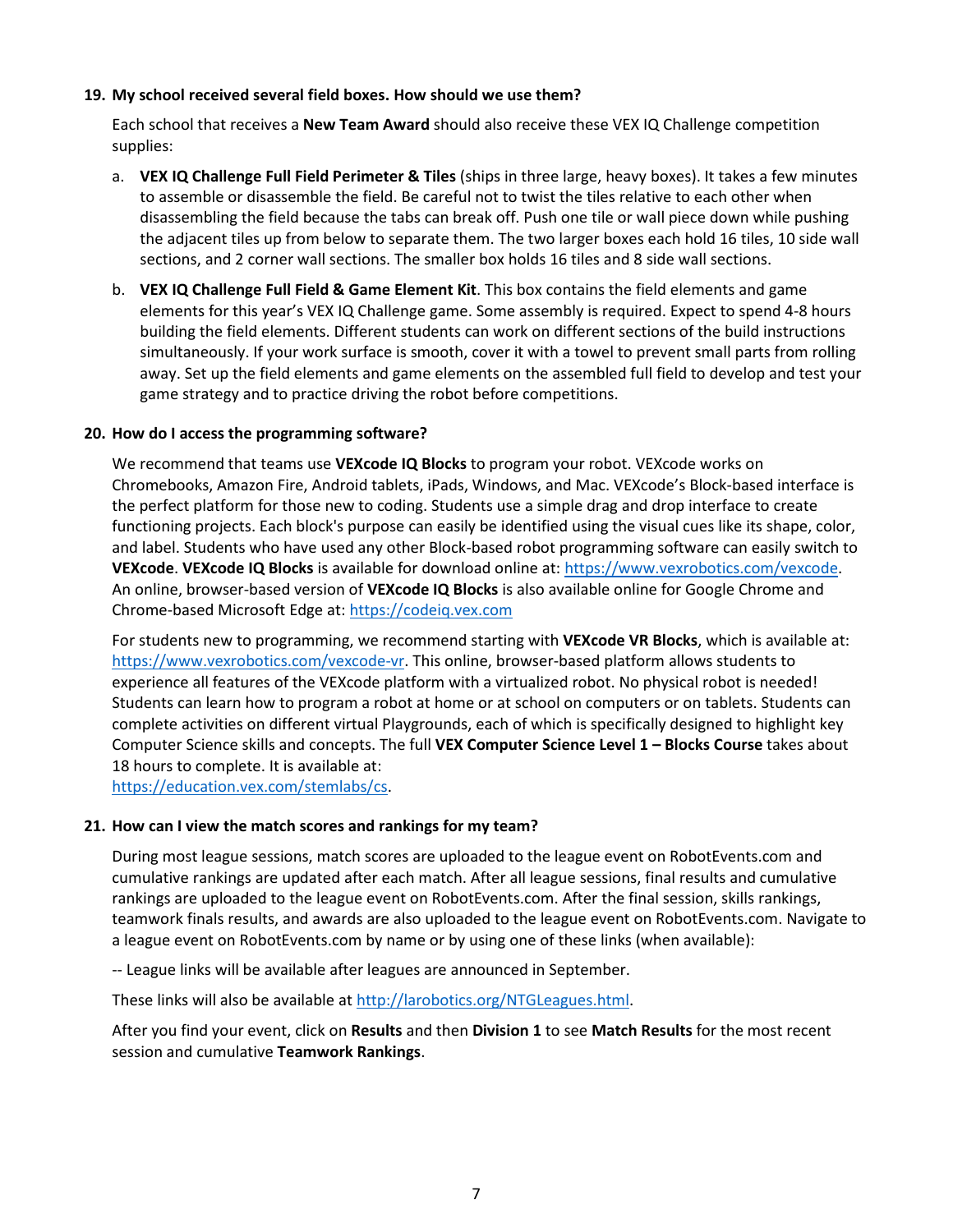**19. My school received several field boxes. How should we use them?**

Each school that receives a **New Team Award** should also receive these VEX IQ Challenge competition supplies:

a. **VEX IQ Challenge Full Field Perimeter & Tiles** (ships in three large, heavy boxes). It takes a few minutes to assemble or disassemble the field. Be careful not to twist the tiles relative to each other when disassembling the field because the tabs can break off. Push one tile or wall piece down while pushing the adjacent tiles up from below to separate them. The two larger boxes each hold 16 tiles, 10 side wall sections, and 2 corner wall sections. The smaller box holds 16 tiles and 8 side wall sections.

b. **VEX IQ Challenge Full Field & Game Element Kit**. This box contains the field elements and game elements for this year's VEX IQ Challenge game. Some assembly is required. Expect to spend 4-8 hours building the field elements. Different students can work on different sections of the build instructions simultaneously. If your work surface is smooth, cover it with a towel to prevent small parts from rolling away. Set up the field elements and game elements on the assembled full field to develop and test your game strategy and to practice driving the robot before competitions.

**20. How do I access the programming software?**

We recommend that teams use **VEXcode IQ Blocks** to program your robot. VEXcode works on Chromebooks, Amazon Fire, Android tablets, iPads, Windows, and Mac. VEXcode's Block-based interface is the perfect platform for those new to coding. Students use a simple drag and drop interface to create functioning projects. Each block's purpose can easily be identified using the visual cues like its shape, color, and label. Students who have used any other Block-based robot programming software can easily switch to **VEXcode**. **VEXcode IQ Blocks** is available for download online at: https://www.vexrobotics.com/vexcode. An online, browser-based version of **VEXcode IQ Blocks** is also available online for Google Chrome and Chrome-based Microsoft Edge at: https://codeiq.vex.com

For students new to programming, we recommend starting with **VEXcode VR Blocks**, which is available at: https://www.vexrobotics.com/vexcode-vr. This online, browser-based platform allows students to experience all features of the VEXcode platform with a virtualized robot. No physical robot is needed! Students can learn how to program a robot at home or at school on computers or on tablets. Students can complete activities on different virtual Playgrounds, each of which is specifically designed to highlight key Computer Science skills and concepts. The full **VEX Computer Science Level 1 – Blocks Course** takes about 18 hours to complete. It is available at: https://education.vex.com/stemlabs/cs.

**21. How can I view the match scores and rankings for my team?**

During most league sessions, match scores are uploaded to the league event on RobotEvents.com and cumulative rankings are updated after each match. After all league sessions, final results and cumulative rankings are uploaded to the league event on RobotEvents.com. After the final session, skills rankings, teamwork finals results, and awards are also uploaded to the league event on RobotEvents.com. Navigate to a league event on RobotEvents.com by name or by using one of these links (when available):

-- League links will be available after leagues are announced in September.

These links will also be available at http://larobotics.org/NTGLeagues.html.

After you find your event, click on **Results** and then **Division 1** to see **Match Results** for the most recent session and cumulative **Teamwork Rankings**.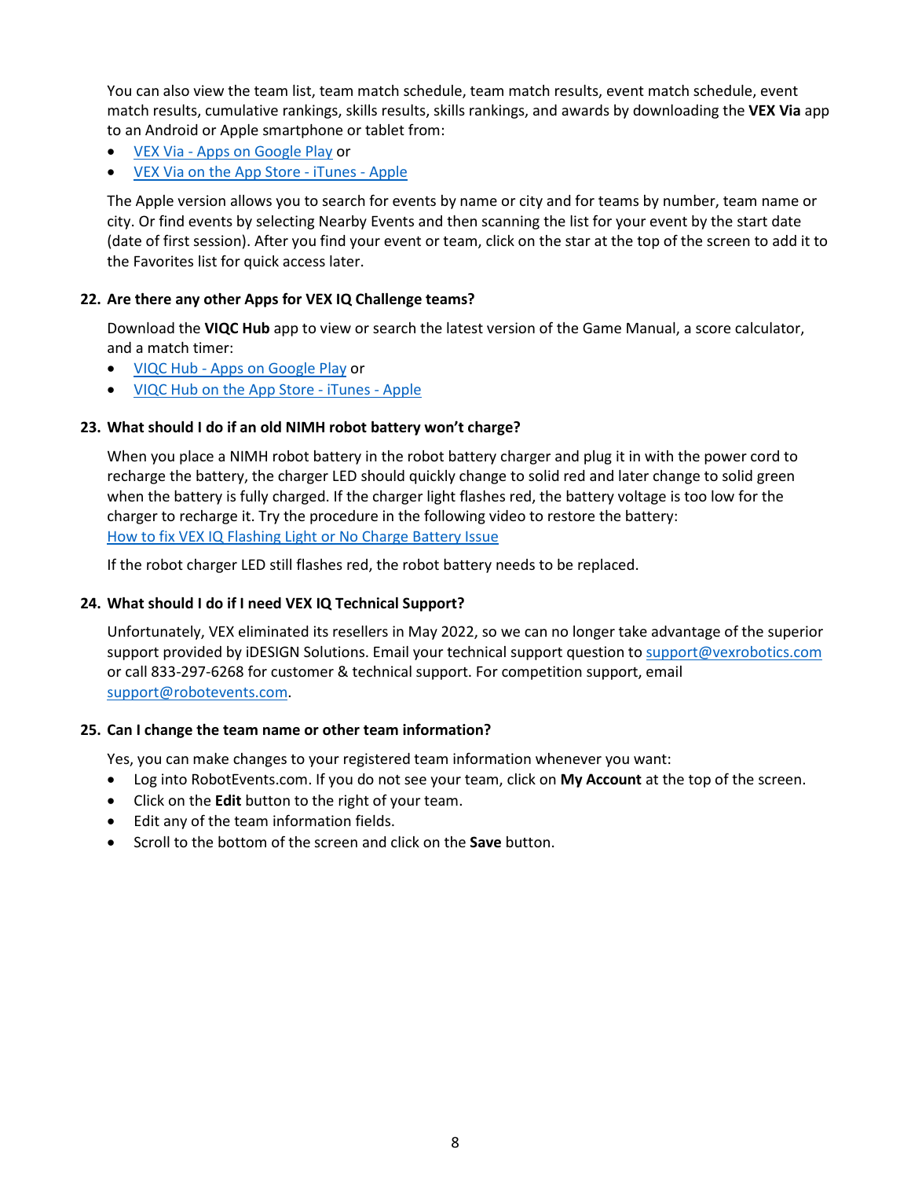You can also view the team list, team match schedule, team match results, event match schedule, event match results, cumulative rankings, skills results, skills rankings, and awards by downloading the **VEX Via** app to an Android or Apple smartphone or tablet from:

- VEX Via - Apps on Google Play or
- VEX Via on the App Store - iTunes - Apple

The Apple version allows you to search for events by name or city and for teams by number, team name or city. Or find events by selecting Nearby Events and then scanning the list for your event by the start date (date of first session). After you find your event or team, click on the star at the top of the screen to add it to the Favorites list for quick access later.

**22. Are there any other Apps for VEX IQ Challenge teams?**

Download the **VIQC Hub** app to view or search the latest version of the Game Manual, a score calculator, and a match timer:

- VIQC Hub - Apps on Google Play or
- VIQC Hub on the App Store - iTunes - Apple

**23. What should I do if an old NIMH robot battery won't charge?**

When you place a NIMH robot battery in the robot battery charger and plug it in with the power cord to recharge the battery, the charger LED should quickly change to solid red and later change to solid green when the battery is fully charged. If the charger light flashes red, the battery voltage is too low for the charger to recharge it. Try the procedure in the following video to restore the battery:
How to fix VEX IQ Flashing Light or No Charge Battery Issue

If the robot charger LED still flashes red, the robot battery needs to be replaced.

**24. What should I do if I need VEX IQ Technical Support?**

Unfortunately, VEX eliminated its resellers in May 2022, so we can no longer take advantage of the superior support provided by iDESIGN Solutions. Email your technical support question to support@vexrobotics.com or call 833-297-6268 for customer & technical support. For competition support, email support@robotevents.com.

**25. Can I change the team name or other team information?**

Yes, you can make changes to your registered team information whenever you want:

- Log into RobotEvents.com. If you do not see your team, click on **My Account** at the top of the screen.
- Click on the **Edit** button to the right of your team.
- Edit any of the team information fields.
- Scroll to the bottom of the screen and click on the **Save** button.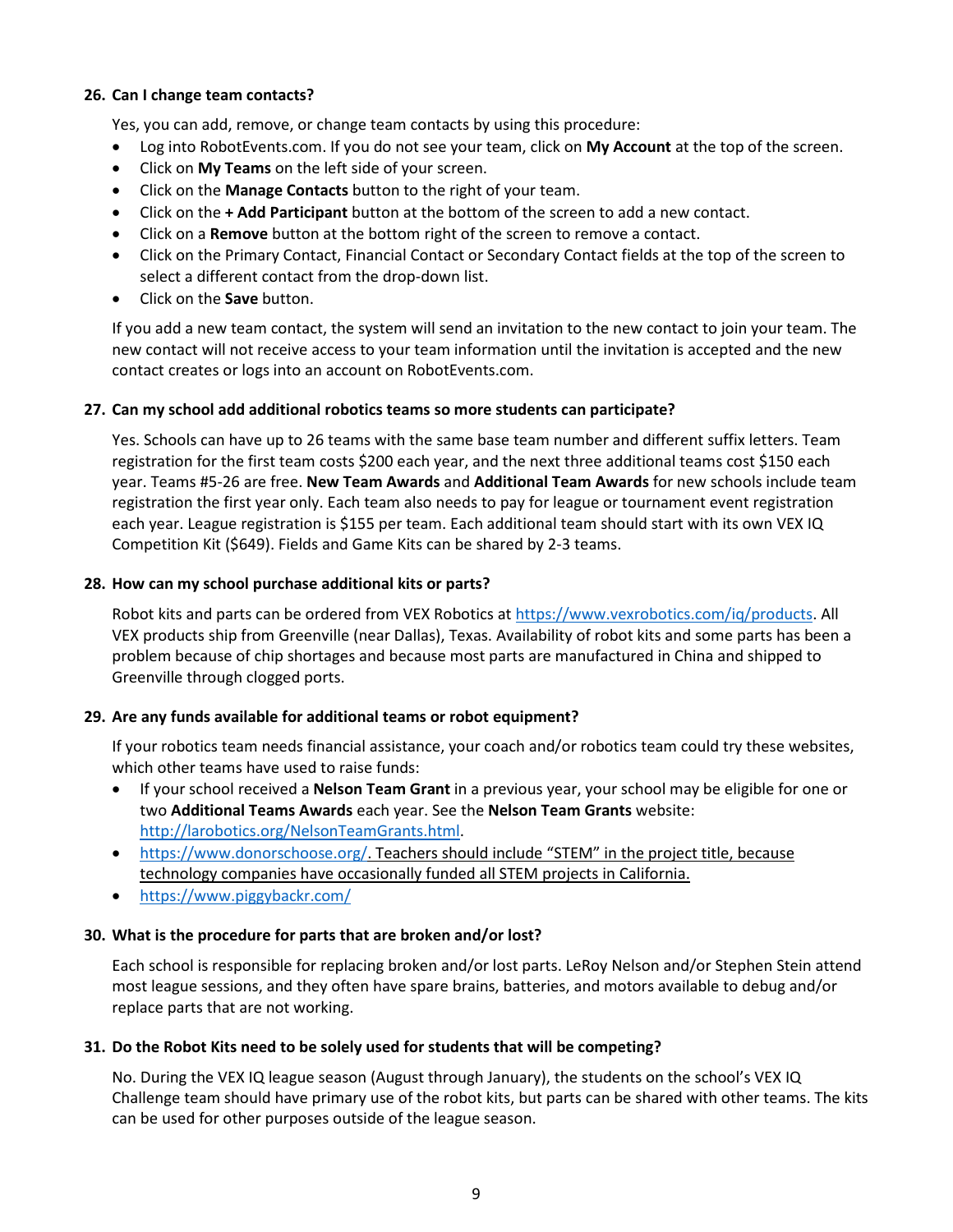**26. Can I change team contacts?**

Yes, you can add, remove, or change team contacts by using this procedure:

- Log into RobotEvents.com. If you do not see your team, click on **My Account** at the top of the screen.
- Click on **My Teams** on the left side of your screen.
- Click on the **Manage Contacts** button to the right of your team.
- Click on the **+ Add Participant** button at the bottom of the screen to add a new contact.
- Click on a **Remove** button at the bottom right of the screen to remove a contact.
- Click on the Primary Contact, Financial Contact or Secondary Contact fields at the top of the screen to select a different contact from the drop-down list.
- Click on the **Save** button.

If you add a new team contact, the system will send an invitation to the new contact to join your team. The new contact will not receive access to your team information until the invitation is accepted and the new contact creates or logs into an account on RobotEvents.com.

**27. Can my school add additional robotics teams so more students can participate?**

Yes. Schools can have up to 26 teams with the same base team number and different suffix letters. Team registration for the first team costs $200 each year, and the next three additional teams cost $150 each year. Teams #5-26 are free. **New Team Awards** and **Additional Team Awards** for new schools include team registration the first year only. Each team also needs to pay for league or tournament event registration each year. League registration is $155 per team. Each additional team should start with its own VEX IQ Competition Kit ($649). Fields and Game Kits can be shared by 2-3 teams.

**28. How can my school purchase additional kits or parts?**

Robot kits and parts can be ordered from VEX Robotics at https://www.vexrobotics.com/iq/products. All VEX products ship from Greenville (near Dallas), Texas. Availability of robot kits and some parts has been a problem because of chip shortages and because most parts are manufactured in China and shipped to Greenville through clogged ports.

**29. Are any funds available for additional teams or robot equipment?**

If your robotics team needs financial assistance, your coach and/or robotics team could try these websites, which other teams have used to raise funds:

- If your school received a **Nelson Team Grant** in a previous year, your school may be eligible for one or two **Additional Teams Awards** each year. See the **Nelson Team Grants** website: http://larobotics.org/NelsonTeamGrants.html.
- https://www.donorschoose.org/. Teachers should include "STEM" in the project title, because technology companies have occasionally funded all STEM projects in California.
- https://www.piggybackr.com/

**30. What is the procedure for parts that are broken and/or lost?**

Each school is responsible for replacing broken and/or lost parts. LeRoy Nelson and/or Stephen Stein attend most league sessions, and they often have spare brains, batteries, and motors available to debug and/or replace parts that are not working.

**31. Do the Robot Kits need to be solely used for students that will be competing?**

No. During the VEX IQ league season (August through January), the students on the school's VEX IQ Challenge team should have primary use of the robot kits, but parts can be shared with other teams. The kits can be used for other purposes outside of the league season.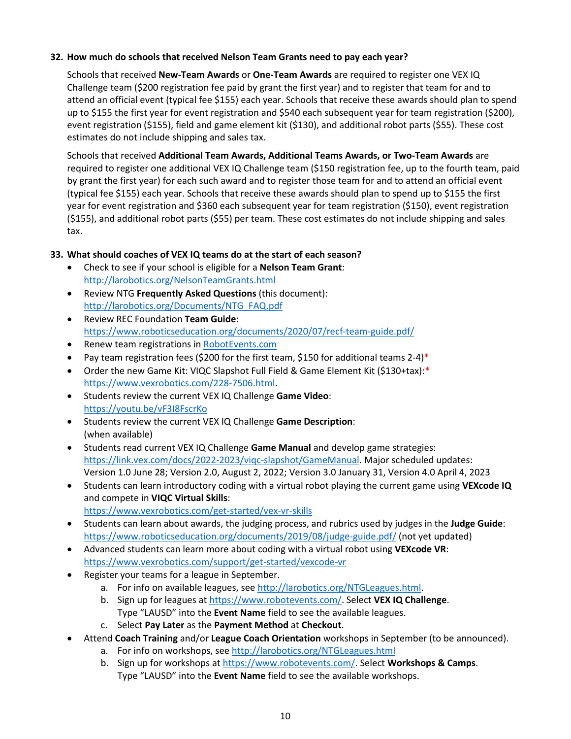**32. How much do schools that received Nelson Team Grants need to pay each year?**

Schools that received **New-Team Awards** or **One-Team Awards** are required to register one VEX IQ Challenge team ($200 registration fee paid by grant the first year) and to register that team for and to attend an official event (typical fee $155) each year. Schools that receive these awards should plan to spend up to $155 the first year for event registration and $540 each subsequent year for team registration ($200), event registration ($155), field and game element kit ($130), and additional robot parts ($55). These cost estimates do not include shipping and sales tax.

Schools that received **Additional Team Awards, Additional Teams Awards, or Two-Team Awards** are required to register one additional VEX IQ Challenge team ($150 registration fee, up to the fourth team, paid by grant the first year) for each such award and to register those team for and to attend an official event (typical fee $155) each year. Schools that receive these awards should plan to spend up to $155 the first year for event registration and $360 each subsequent year for team registration ($150), event registration ($155), and additional robot parts ($55) per team. These cost estimates do not include shipping and sales tax.

**33. What should coaches of VEX IQ teams do at the start of each season?**

- Check to see if your school is eligible for a **Nelson Team Grant**: http://larobotics.org/NelsonTeamGrants.html
- Review NTG **Frequently Asked Questions** (this document): http://larobotics.org/Documents/NTG_FAQ.pdf
- Review REC Foundation **Team Guide**: https://www.roboticseducation.org/documents/2020/07/recf-team-guide.pdf/
- Renew team registrations in RobotEvents.com
- Pay team registration fees ($200 for the first team, $150 for additional teams 2-4)*
- Order the new Game Kit: VIQC Slapshot Full Field & Game Element Kit ($130+tax):* https://www.vexrobotics.com/228-7506.html.
- Students review the current VEX IQ Challenge **Game Video**: https://youtu.be/vF3I8FscrKo
- Students review the current VEX IQ Challenge **Game Description**: (when available)
- Students read current VEX IQ Challenge **Game Manual** and develop game strategies: https://link.vex.com/docs/2022-2023/viqc-slapshot/GameManual. Major scheduled updates: Version 1.0 June 28; Version 2.0, August 2, 2022; Version 3.0 January 31, Version 4.0 April 4, 2023
- Students can learn introductory coding with a virtual robot playing the current game using **VEXcode IQ** and compete in **VIQC Virtual Skills**: https://www.vexrobotics.com/get-started/vex-vr-skills
- Students can learn about awards, the judging process, and rubrics used by judges in the **Judge Guide**: https://www.roboticseducation.org/documents/2019/08/judge-guide.pdf/ (not yet updated)
- Advanced students can learn more about coding with a virtual robot using **VEXcode VR**: https://www.vexrobotics.com/support/get-started/vexcode-vr
- Register your teams for a league in September.
  a. For info on available leagues, see http://larobotics.org/NTGLeagues.html.
  b. Sign up for leagues at https://www.robotevents.com/. Select **VEX IQ Challenge**. Type "LAUSD" into the **Event Name** field to see the available leagues.
  c. Select **Pay Later** as the **Payment Method** at **Checkout**.
- Attend **Coach Training** and/or **League Coach Orientation** workshops in September (to be announced).
  a. For info on workshops, see http://larobotics.org/NTGLeagues.html
  b. Sign up for workshops at https://www.robotevents.com/. Select **Workshops & Camps**. Type "LAUSD" into the **Event Name** field to see the available workshops.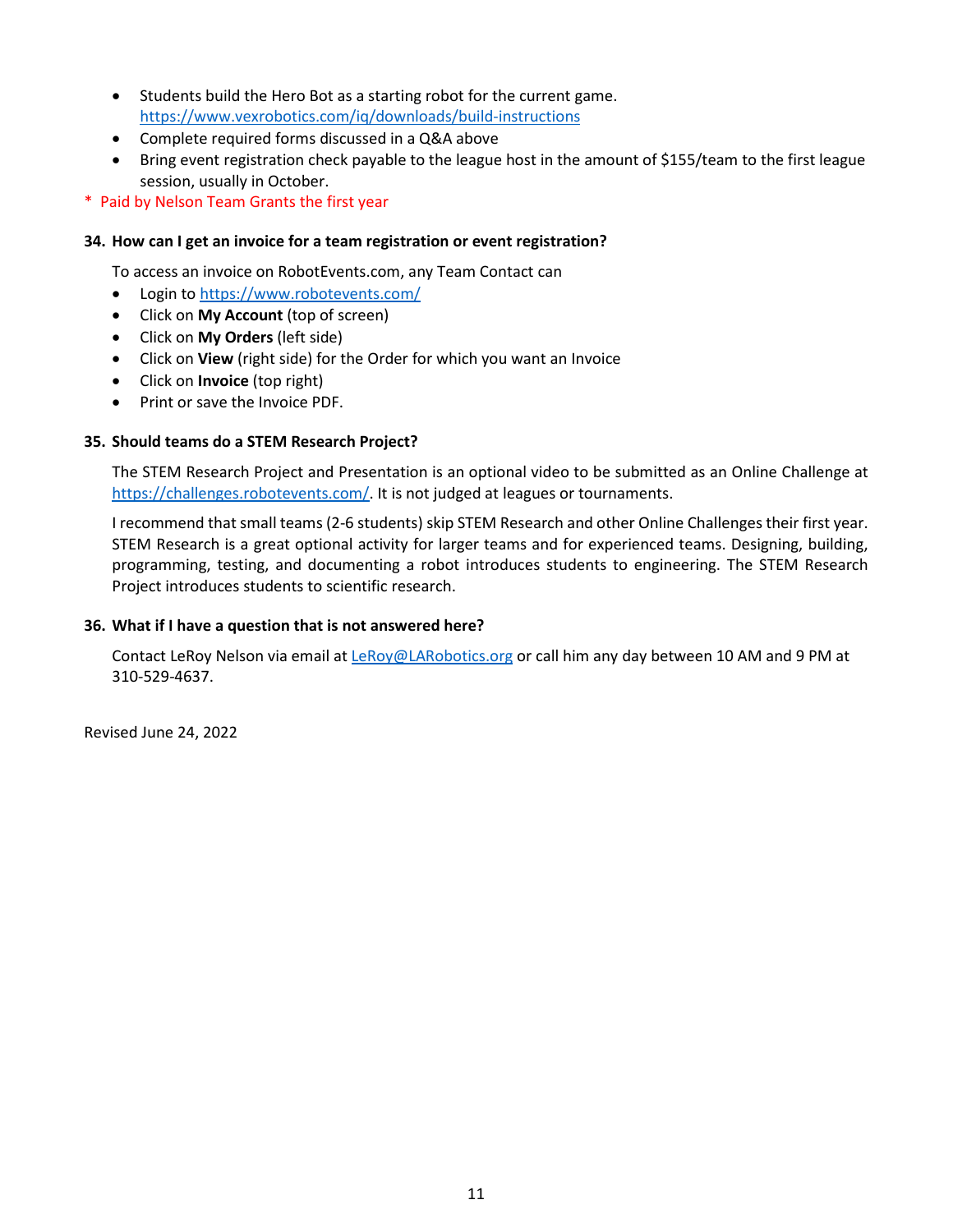- Students build the Hero Bot as a starting robot for the current game. https://www.vexrobotics.com/iq/downloads/build-instructions
- Complete required forms discussed in a Q&A above
- Bring event registration check payable to the league host in the amount of $155/team to the first league session, usually in October.

\* Paid by Nelson Team Grants the first year

### 34. How can I get an invoice for a team registration or event registration?

To access an invoice on RobotEvents.com, any Team Contact can

- Login to https://www.robotevents.com/
- Click on **My Account** (top of screen)
- Click on **My Orders** (left side)
- Click on **View** (right side) for the Order for which you want an Invoice
- Click on **Invoice** (top right)
- Print or save the Invoice PDF.

### 35. Should teams do a STEM Research Project?

The STEM Research Project and Presentation is an optional video to be submitted as an Online Challenge at https://challenges.robotevents.com/. It is not judged at leagues or tournaments.

I recommend that small teams (2-6 students) skip STEM Research and other Online Challenges their first year. STEM Research is a great optional activity for larger teams and for experienced teams. Designing, building, programming, testing, and documenting a robot introduces students to engineering. The STEM Research Project introduces students to scientific research.

### 36. What if I have a question that is not answered here?

Contact LeRoy Nelson via email at LeRoy@LARobotics.org or call him any day between 10 AM and 9 PM at 310-529-4637.

Revised June 24, 2022